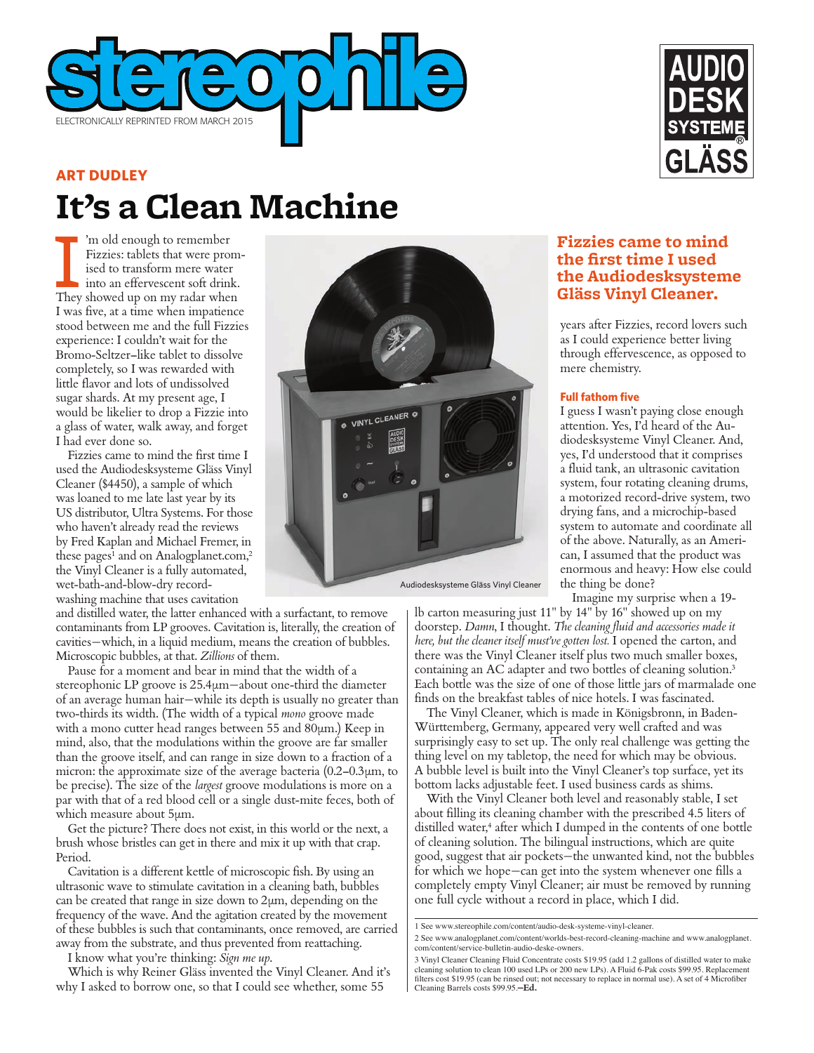ELECTRONICALLY REPRINTED FROM MARCH 2015

## ART DUDLEY

# It's a Clean Machine

I'm old enough to remember Fizzies: tablets that were promised to transform mere water into an effervescent soft drink. They showed up on my radar when I was five, at a time when impatience stood between me and the full Fizzies experience: I couldn't wait for the Bromo-Seltzer–like tablet to dissolve completely, so I was rewarded with little flavor and lots of undissolved sugar shards. At my present age, I would be likelier to drop a Fizzie into a glass of water, walk away, and forget I had ever done so.

Fizzies came to mind the first time I used the Audiodesksysteme Gläss Vinyl Cleaner ($4450), a sample of which was loaned to me late last year by its US distributor, Ultra Systems. For those who haven't already read the reviews by Fred Kaplan and Michael Fremer, in these pages[1] and on Analogplanet.com,[2] the Vinyl Cleaner is a fully automated, wet-bath-and-blow-dry record-washing machine that uses cavitation and distilled water, the latter enhanced with a surfactant, to remove contaminants from LP grooves. Cavitation is, literally, the creation of cavities—which, in a liquid medium, means the creation of bubbles. Microscopic bubbles, at that. *Zillions* of them.

Pause for a moment and bear in mind that the width of a stereophonic LP groove is 25.4µm—about one-third the diameter of an average human hair—while its depth is usually no greater than two-thirds its width. (The width of a typical *mono* groove made with a mono cutter head ranges between 55 and 80µm.) Keep in mind, also, that the modulations within the groove are far smaller than the groove itself, and can range in size down to a fraction of a micron: the approximate size of the average bacteria (0.2–0.3µm, to be precise). The size of the *largest* groove modulations is more on a par with that of a red blood cell or a single dust-mite feces, both of which measure about 5µm.

Get the picture? There does not exist, in this world or the next, a brush whose bristles can get in there and mix it up with that crap. Period.

Cavitation is a different kettle of microscopic fish. By using an ultrasonic wave to stimulate cavitation in a cleaning bath, bubbles can be created that range in size down to 2µm, depending on the frequency of the wave. And the agitation created by the movement of these bubbles is such that contaminants, once removed, are carried away from the substrate, and thus prevented from reattaching.

I know what you're thinking: *Sign me up*.

Which is why Reiner Gläss invented the Vinyl Cleaner. And it's why I asked to borrow one, so that I could see whether, some 55 years after Fizzies, record lovers such as I could experience better living through effervescence, as opposed to mere chemistry.

Audiodesksysteme Gläss Vinyl Cleaner

**Fizzies came to mind the first time I used the Audiodesksysteme Gläss Vinyl Cleaner.**

### Full fathom five

I guess I wasn't paying close enough attention. Yes, I'd heard of the Audiodesksysteme Vinyl Cleaner. And, yes, I'd understood that it comprises a fluid tank, an ultrasonic cavitation system, four rotating cleaning drums, a motorized record-drive system, two drying fans, and a microchip-based system to automate and coordinate all of the above. Naturally, as an American, I assumed that the product was enormous and heavy: How else could the thing be done?

Imagine my surprise when a 19-lb carton measuring just 11" by 14" by 16" showed up on my doorstep. *Damn*, I thought. *The cleaning fluid and accessories made it here, but the cleaner itself must've gotten lost.* I opened the carton, and there was the Vinyl Cleaner itself plus two much smaller boxes, containing an AC adapter and two bottles of cleaning solution.[3] Each bottle was the size of one of those little jars of marmalade one finds on the breakfast tables of nice hotels. I was fascinated.

The Vinyl Cleaner, which is made in Königsbronn, in Baden-Württemberg, Germany, appeared very well crafted and was surprisingly easy to set up. The only real challenge was getting the thing level on my tabletop, the need for which may be obvious. A bubble level is built into the Vinyl Cleaner's top surface, yet its bottom lacks adjustable feet. I used business cards as shims.

With the Vinyl Cleaner both level and reasonably stable, I set about filling its cleaning chamber with the prescribed 4.5 liters of distilled water,[4] after which I dumped in the contents of one bottle of cleaning solution. The bilingual instructions, which are quite good, suggest that air pockets—the unwanted kind, not the bubbles for which we hope—can get into the system whenever one fills a completely empty Vinyl Cleaner; air must be removed by running one full cycle without a record in place, which I did.

---

1 See www.stereophile.com/content/audio-desk-systeme-vinyl-cleaner.

2 See www.analogplanet.com/content/worlds-best-record-cleaning-machine and www.analogplanet.com/content/service-bulletin-audio-deske-owners.

3 Vinyl Cleaner Cleaning Fluid Concentrate costs $19.95 (add 1.2 gallons of distilled water to make cleaning solution to clean 100 used LPs or 200 new LPs). A Fluid 6-Pak costs $99.95. Replacement filters cost $19.95 (can be rinsed out; not necessary to replace in normal use). A set of 4 Microfiber Cleaning Barrels costs $99.95.—**Ed.**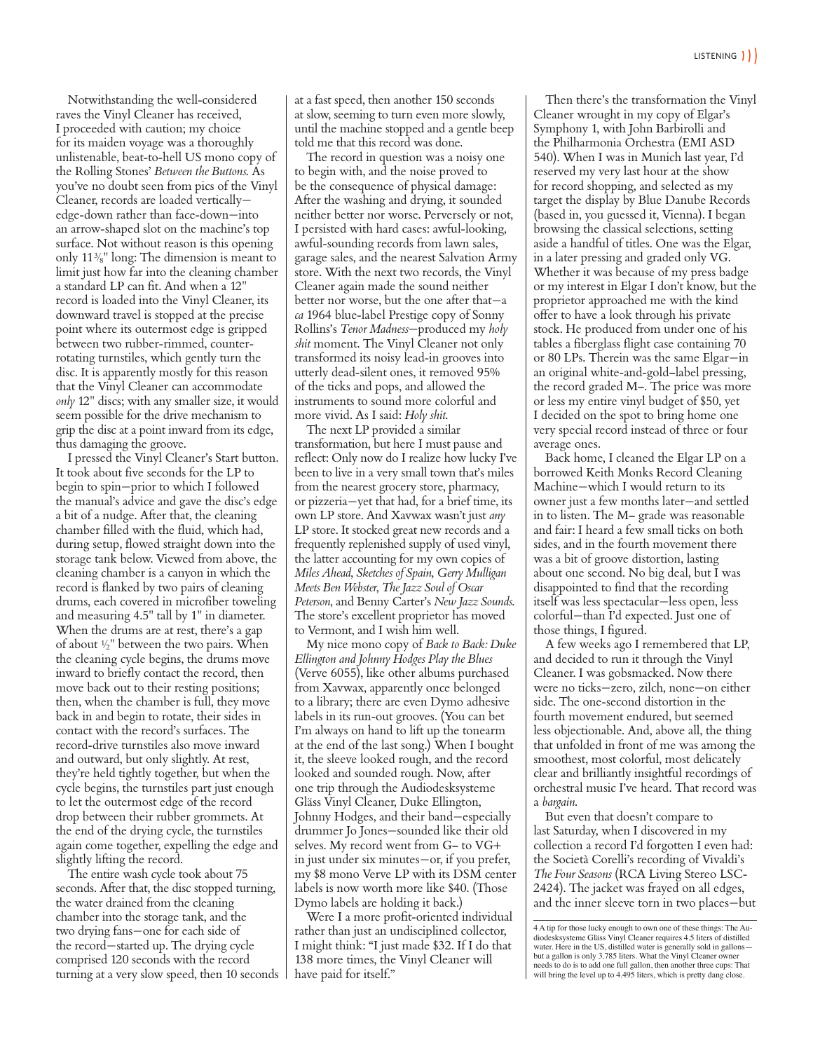Notwithstanding the well-considered raves the Vinyl Cleaner has received, I proceeded with caution; my choice for its maiden voyage was a thoroughly unlistenable, beat-to-hell US mono copy of the Rolling Stones' *Between the Buttons*. As you've no doubt seen from pics of the Vinyl Cleaner, records are loaded vertically—edge-down rather than face-down—into an arrow-shaped slot on the machine's top surface. Not without reason is this opening only 11⅜" long: The dimension is meant to limit just how far into the cleaning chamber a standard LP can fit. And when a 12" record is loaded into the Vinyl Cleaner, its downward travel is stopped at the precise point where its outermost edge is gripped between two rubber-rimmed, counter-rotating turnstiles, which gently turn the disc. It is apparently mostly for this reason that the Vinyl Cleaner can accommodate *only* 12" discs; with any smaller size, it would seem possible for the drive mechanism to grip the disc at a point inward from its edge, thus damaging the groove.

I pressed the Vinyl Cleaner's Start button. It took about five seconds for the LP to begin to spin—prior to which I followed the manual's advice and gave the disc's edge a bit of a nudge. After that, the cleaning chamber filled with the fluid, which had, during setup, flowed straight down into the storage tank below. Viewed from above, the cleaning chamber is a canyon in which the record is flanked by two pairs of cleaning drums, each covered in microfiber toweling and measuring 4.5" tall by 1" in diameter. When the drums are at rest, there's a gap of about ½" between the two pairs. When the cleaning cycle begins, the drums move inward to briefly contact the record, then move back out to their resting positions; then, when the chamber is full, they move back in and begin to rotate, their sides in contact with the record's surfaces. The record-drive turnstiles also move inward and outward, but only slightly. At rest, they're held tightly together, but when the cycle begins, the turnstiles part just enough to let the outermost edge of the record drop between their rubber grommets. At the end of the drying cycle, the turnstiles again come together, expelling the edge and slightly lifting the record.

The entire wash cycle took about 75 seconds. After that, the disc stopped turning, the water drained from the cleaning chamber into the storage tank, and the two drying fans—one for each side of the record—started up. The drying cycle comprised 120 seconds with the record turning at a very slow speed, then 10 seconds at a fast speed, then another 150 seconds at slow, seeming to turn even more slowly, until the machine stopped and a gentle beep told me that this record was done.

The record in question was a noisy one to begin with, and the noise proved to be the consequence of physical damage: After the washing and drying, it sounded neither better nor worse. Perversely or not, I persisted with hard cases: awful-looking, awful-sounding records from lawn sales, garage sales, and the nearest Salvation Army store. With the next two records, the Vinyl Cleaner again made the sound neither better nor worse, but the one after that—a *ca* 1964 blue-label Prestige copy of Sonny Rollins's *Tenor Madness*—produced my *holy shit* moment. The Vinyl Cleaner not only transformed its noisy lead-in grooves into utterly dead-silent ones, it removed 95% of the ticks and pops, and allowed the instruments to sound more colorful and more vivid. As I said: *Holy shit.*

The next LP provided a similar transformation, but here I must pause and reflect: Only now do I realize how lucky I've been to live in a very small town that's miles from the nearest grocery store, pharmacy, or pizzeria—yet that had, for a brief time, its own LP store. And Xavwax wasn't just *any* LP store. It stocked great new records and a frequently replenished supply of used vinyl, the latter accounting for my own copies of *Miles Ahead, Sketches of Spain, Gerry Mulligan Meets Ben Webster, The Jazz Soul of Oscar Peterson*, and Benny Carter's *New Jazz Sounds*. The store's excellent proprietor has moved to Vermont, and I wish him well.

My nice mono copy of *Back to Back: Duke Ellington and Johnny Hodges Play the Blues* (Verve 6055), like other albums purchased from Xavwax, apparently once belonged to a library; there are even Dymo adhesive labels in its run-out grooves. (You can bet I'm always on hand to lift up the tonearm at the end of the last song.) When I bought it, the sleeve looked rough, and the record looked and sounded rough. Now, after one trip through the Audiodesksysteme Gläss Vinyl Cleaner, Duke Ellington, Johnny Hodges, and their band—especially drummer Jo Jones—sounded like their old selves. My record went from G– to VG+ in just under six minutes—or, if you prefer, my $8 mono Verve LP with its DSM center labels is now worth more like $40. (Those Dymo labels are holding it back.)

Were I a more profit-oriented individual rather than just an undisciplined collector, I might think: "I just made $32. If I do that 138 more times, the Vinyl Cleaner will have paid for itself."

Then there's the transformation the Vinyl Cleaner wrought in my copy of Elgar's Symphony 1, with John Barbirolli and the Philharmonia Orchestra (EMI ASD 540). When I was in Munich last year, I'd reserved my very last hour at the show for record shopping, and selected as my target the display by Blue Danube Records (based in, you guessed it, Vienna). I began browsing the classical selections, setting aside a handful of titles. One was the Elgar, in a later pressing and graded only VG. Whether it was because of my press badge or my interest in Elgar I don't know, but the proprietor approached me with the kind offer to have a look through his private stock. He produced from under one of his tables a fiberglass flight case containing 70 or 80 LPs. Therein was the same Elgar—in an original white-and-gold–label pressing, the record graded M–. The price was more or less my entire vinyl budget of $50, yet I decided on the spot to bring home one very special record instead of three or four average ones.

Back home, I cleaned the Elgar LP on a borrowed Keith Monks Record Cleaning Machine—which I would return to its owner just a few months later—and settled in to listen. The M– grade was reasonable and fair: I heard a few small ticks on both sides, and in the fourth movement there was a bit of groove distortion, lasting about one second. No big deal, but I was disappointed to find that the recording itself was less spectacular—less open, less colorful—than I'd expected. Just one of those things, I figured.

A few weeks ago I remembered that LP, and decided to run it through the Vinyl Cleaner. I was gobsmacked. Now there were no ticks—zero, zilch, none—on either side. The one-second distortion in the fourth movement endured, but seemed less objectionable. And, above all, the thing that unfolded in front of me was among the smoothest, most colorful, most delicately clear and brilliantly insightful recordings of orchestral music I've heard. That record was a *bargain*.

But even that doesn't compare to last Saturday, when I discovered in my collection a record I'd forgotten I even had: the Società Corelli's recording of Vivaldi's *The Four Seasons* (RCA Living Stereo LSC-2424). The jacket was frayed on all edges, and the inner sleeve torn in two places—but

---

4 A tip for those lucky enough to own one of these things: The Audiodesksysteme Gläss Vinyl Cleaner requires 4.5 liters of distilled water. Here in the US, distilled water is generally sold in gallons—but a gallon is only 3.785 liters. What the Vinyl Cleaner owner needs to do is to add one full gallon, then another three cups: That will bring the level up to 4.495 liters, which is pretty dang close.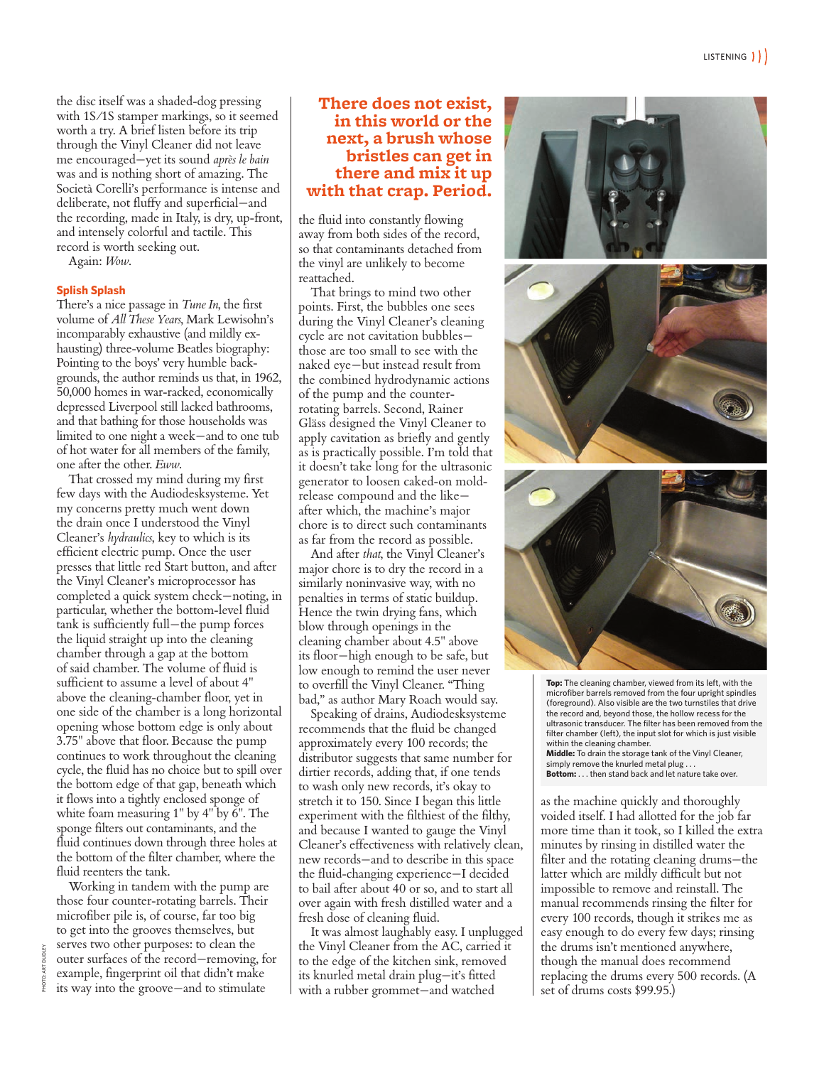the disc itself was a shaded-dog pressing with 1S/1S stamper markings, so it seemed worth a try. A brief listen before its trip through the Vinyl Cleaner did not leave me encouraged—yet its sound *après le bain* was and is nothing short of amazing. The Società Corelli's performance is intense and deliberate, not fluffy and superficial—and the recording, made in Italy, is dry, up-front, and intensely colorful and tactile. This record is worth seeking out.

Again: *Wow*.

### Splish Splash

There's a nice passage in *Tune In*, the first volume of *All These Years*, Mark Lewisohn's incomparably exhaustive (and mildly exhausting) three-volume Beatles biography: Pointing to the boys' very humble backgrounds, the author reminds us that, in 1962, 50,000 homes in war-racked, economically depressed Liverpool still lacked bathrooms, and that bathing for those households was limited to one night a week—and to one tub of hot water for all members of the family, one after the other. *Eww*.

That crossed my mind during my first few days with the Audiodesksysteme. Yet my concerns pretty much went down the drain once I understood the Vinyl Cleaner's *hydraulics*, key to which is its efficient electric pump. Once the user presses that little red Start button, and after the Vinyl Cleaner's microprocessor has completed a quick system check—noting, in particular, whether the bottom-level fluid tank is sufficiently full—the pump forces the liquid straight up into the cleaning chamber through a gap at the bottom of said chamber. The volume of fluid is sufficient to assume a level of about 4" above the cleaning-chamber floor, yet in one side of the chamber is a long horizontal opening whose bottom edge is only about 3.75" above that floor. Because the pump continues to work throughout the cleaning cycle, the fluid has no choice but to spill over the bottom edge of that gap, beneath which it flows into a tightly enclosed sponge of white foam measuring 1" by 4" by 6". The sponge filters out contaminants, and the fluid continues down through three holes at the bottom of the filter chamber, where the fluid reenters the tank.

Working in tandem with the pump are those four counter-rotating barrels. Their microfiber pile is, of course, far too big to get into the grooves themselves, but serves two other purposes: to clean the outer surfaces of the record—removing, for example, fingerprint oil that didn't make its way into the groove—and to stimulate the fluid into constantly flowing away from both sides of the record, so that contaminants detached from the vinyl are unlikely to become reattached.

**There does not exist, in this world or the next, a brush whose bristles can get in there and mix it up with that crap. Period.**

That brings to mind two other points. First, the bubbles one sees during the Vinyl Cleaner's cleaning cycle are not cavitation bubbles—those are too small to see with the naked eye—but instead result from the combined hydrodynamic actions of the pump and the counter-rotating barrels. Second, Rainer Gläss designed the Vinyl Cleaner to apply cavitation as briefly and gently as is practically possible. I'm told that it doesn't take long for the ultrasonic generator to loosen caked-on mold-release compound and the like—after which, the machine's major chore is to direct such contaminants as far from the record as possible.

And after *that*, the Vinyl Cleaner's major chore is to dry the record in a similarly noninvasive way, with no penalties in terms of static buildup. Hence the twin drying fans, which blow through openings in the cleaning chamber about 4.5" above its floor—high enough to be safe, but low enough to remind the user never to overfill the Vinyl Cleaner. "Thing bad," as author Mary Roach would say.

Speaking of drains, Audiodesksysteme recommends that the fluid be changed approximately every 100 records; the distributor suggests that same number for dirtier records, adding that, if one tends to wash only new records, it's okay to stretch it to 150. Since I began this little experiment with the filthiest of the filthy, and because I wanted to gauge the Vinyl Cleaner's effectiveness with relatively clean, new records—and to describe in this space the fluid-changing experience—I decided to bail after about 40 or so, and to start all over again with fresh distilled water and a fresh dose of cleaning fluid.

It was almost laughably easy. I unplugged the Vinyl Cleaner from the AC, carried it to the edge of the kitchen sink, removed its knurled metal drain plug—it's fitted with a rubber grommet—and watched as the machine quickly and thoroughly voided itself. I had allotted for the job far more time than it took, so I killed the extra minutes by rinsing in distilled water the filter and the rotating cleaning drums—the latter which are mildly difficult but not impossible to remove and reinstall. The manual recommends rinsing the filter for every 100 records, though it strikes me as easy enough to do every few days; rinsing the drums isn't mentioned anywhere, though the manual does recommend replacing the drums every 500 records. (A set of drums costs $99.95.)

**Top:** The cleaning chamber, viewed from its left, with the microfiber barrels removed from the four upright spindles (foreground). Also visible are the two turnstiles that drive the record and, beyond those, the hollow recess for the ultrasonic transducer. The filter has been removed from the filter chamber (left), the input slot for which is just visible within the cleaning chamber.
**Middle:** To drain the storage tank of the Vinyl Cleaner, simply remove the knurled metal plug . . .
**Bottom:** . . . then stand back and let nature take over.

PHOTO: ART DUDLEY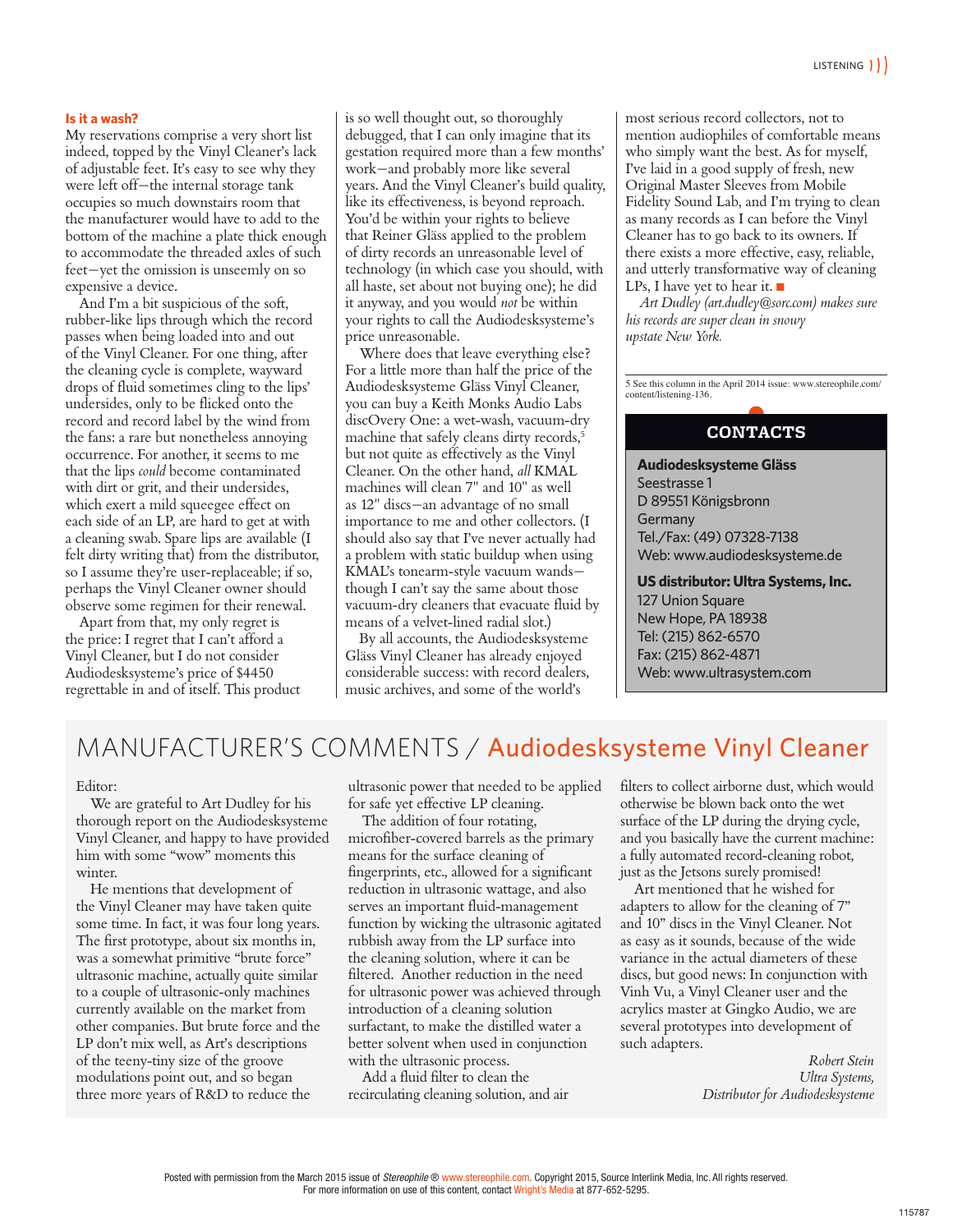### Is it a wash?

My reservations comprise a very short list indeed, topped by the Vinyl Cleaner's lack of adjustable feet. It's easy to see why they were left off—the internal storage tank occupies so much downstairs room that the manufacturer would have to add to the bottom of the machine a plate thick enough to accommodate the threaded axles of such feet—yet the omission is unseemly on so expensive a device.

And I'm a bit suspicious of the soft, rubber-like lips through which the record passes when being loaded into and out of the Vinyl Cleaner. For one thing, after the cleaning cycle is complete, wayward drops of fluid sometimes cling to the lips' undersides, only to be flicked onto the record and record label by the wind from the fans: a rare but nonetheless annoying occurrence. For another, it seems to me that the lips *could* become contaminated with dirt or grit, and their undersides, which exert a mild squeegee effect on each side of an LP, are hard to get at with a cleaning swab. Spare lips are available (I felt dirty writing that) from the distributor, so I assume they're user-replaceable; if so, perhaps the Vinyl Cleaner owner should observe some regimen for their renewal.

Apart from that, my only regret is the price: I regret that I can't afford a Vinyl Cleaner, but I do not consider Audiodesksysteme's price of $4450 regrettable in and of itself. This product is so well thought out, so thoroughly debugged, that I can only imagine that its gestation required more than a few months' work—and probably more like several years. And the Vinyl Cleaner's build quality, like its effectiveness, is beyond reproach. You'd be within your rights to believe that Reiner Gläss applied to the problem of dirty records an unreasonable level of technology (in which case you should, with all haste, set about not buying one); he did it anyway, and you would *not* be within your rights to call the Audiodesksysteme's price unreasonable.

Where does that leave everything else? For a little more than half the price of the Audiodesksysteme Gläss Vinyl Cleaner, you can buy a Keith Monks Audio Labs discOvery One: a wet-wash, vacuum-dry machine that safely cleans dirty records,[5] but not quite as effectively as the Vinyl Cleaner. On the other hand, *all* KMAL machines will clean 7" and 10" as well as 12" discs—an advantage of no small importance to me and other collectors. (I should also say that I've never actually had a problem with static buildup when using KMAL's tonearm-style vacuum wands—though I can't say the same about those vacuum-dry cleaners that evacuate fluid by means of a velvet-lined radial slot.)

By all accounts, the Audiodesksysteme Gläss Vinyl Cleaner has already enjoyed considerable success: with record dealers, music archives, and some of the world's most serious record collectors, not to mention audiophiles of comfortable means who simply want the best. As for myself, I've laid in a good supply of fresh, new Original Master Sleeves from Mobile Fidelity Sound Lab, and I'm trying to clean as many records as I can before the Vinyl Cleaner has to go back to its owners. If there exists a more effective, easy, reliable, and utterly transformative way of cleaning LPs, I have yet to hear it. ■

*Art Dudley (art.dudley@sorc.com) makes sure his records are super clean in snowy upstate New York.*

5 See this column in the April 2014 issue: www.stereophile.com/content/listening-136.

## CONTACTS

**Audiodesksysteme Gläss**
Seestrasse 1
D 89551 Königsbronn
Germany
Tel./Fax: (49) 07328-7138
Web: www.audiodesksysteme.de

**US distributor: Ultra Systems, Inc.**
127 Union Square
New Hope, PA 18938
Tel: (215) 862-6570
Fax: (215) 862-4871
Web: www.ultrasystem.com

## MANUFACTURER'S COMMENTS / Audiodesksysteme Vinyl Cleaner

Editor:

We are grateful to Art Dudley for his thorough report on the Audiodesksysteme Vinyl Cleaner, and happy to have provided him with some "wow" moments this winter.

He mentions that development of the Vinyl Cleaner may have taken quite some time. In fact, it was four long years. The first prototype, about six months in, was a somewhat primitive "brute force" ultrasonic machine, actually quite similar to a couple of ultrasonic-only machines currently available on the market from other companies. But brute force and the LP don't mix well, as Art's descriptions of the teeny-tiny size of the groove modulations point out, and so began three more years of R&D to reduce the ultrasonic power that needed to be applied for safe yet effective LP cleaning.

The addition of four rotating, microfiber-covered barrels as the primary means for the surface cleaning of fingerprints, etc., allowed for a significant reduction in ultrasonic wattage, and also serves an important fluid-management function by wicking the ultrasonic agitated rubbish away from the LP surface into the cleaning solution, where it can be filtered. Another reduction in the need for ultrasonic power was achieved through introduction of a cleaning solution surfactant, to make the distilled water a better solvent when used in conjunction with the ultrasonic process.

Add a fluid filter to clean the recirculating cleaning solution, and air filters to collect airborne dust, which would otherwise be blown back onto the wet surface of the LP during the drying cycle, and you basically have the current machine: a fully automated record-cleaning robot, just as the Jetsons surely promised!

Art mentioned that he wished for adapters to allow for the cleaning of 7" and 10" discs in the Vinyl Cleaner. Not as easy as it sounds, because of the wide variance in the actual diameters of these discs, but good news: In conjunction with Vinh Vu, a Vinyl Cleaner user and the acrylics master at Gingko Audio, we are several prototypes into development of such adapters.

*Robert Stein*
*Ultra Systems,*
*Distributor for Audiodesksysteme*

Posted with permission from the March 2015 issue of *Stereophile* ® www.stereophile.com. Copyright 2015, Source Interlink Media, Inc. All rights reserved.
For more information on use of this content, contact Wright's Media at 877-652-5295.